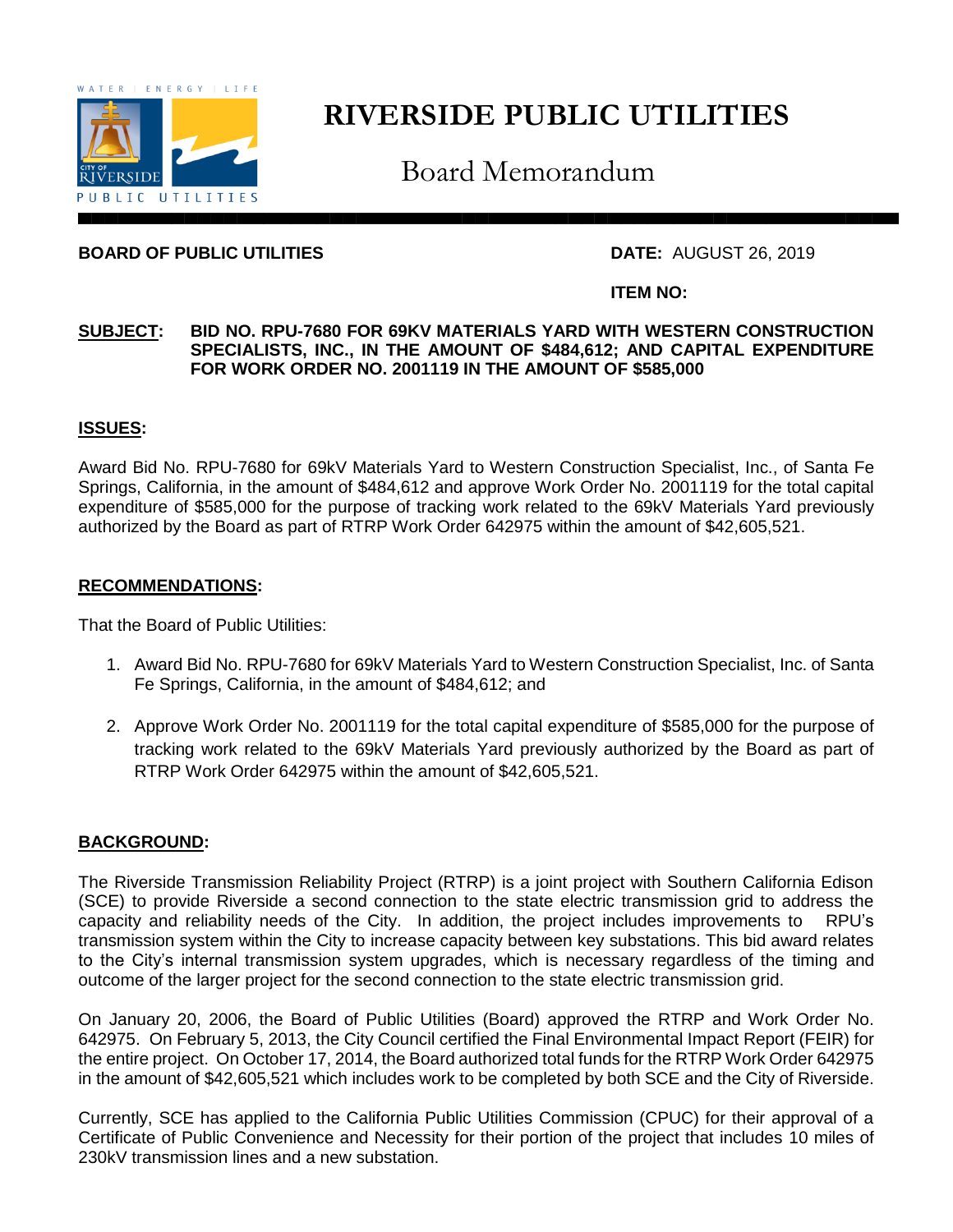# RIVERSIDE PUBLIC UTILITIES

## Board Memorandum

**BOARD OF PUBLIC UTILITIES** **DATE:** AUGUST 26, 2019

**ITEM NO:**

**SUBJECT: BID NO. RPU-7680 FOR 69KV MATERIALS YARD WITH WESTERN CONSTRUCTION SPECIALISTS, INC., IN THE AMOUNT OF $484,612; AND CAPITAL EXPENDITURE FOR WORK ORDER NO. 2001119 IN THE AMOUNT OF $585,000**

## ISSUES:

Award Bid No. RPU-7680 for 69kV Materials Yard to Western Construction Specialist, Inc., of Santa Fe Springs, California, in the amount of $484,612 and approve Work Order No. 2001119 for the total capital expenditure of $585,000 for the purpose of tracking work related to the 69kV Materials Yard previously authorized by the Board as part of RTRP Work Order 642975 within the amount of $42,605,521.

## RECOMMENDATIONS:

That the Board of Public Utilities:

1. Award Bid No. RPU-7680 for 69kV Materials Yard to Western Construction Specialist, Inc. of Santa Fe Springs, California, in the amount of $484,612; and

2. Approve Work Order No. 2001119 for the total capital expenditure of $585,000 for the purpose of tracking work related to the 69kV Materials Yard previously authorized by the Board as part of RTRP Work Order 642975 within the amount of $42,605,521.

## BACKGROUND:

The Riverside Transmission Reliability Project (RTRP) is a joint project with Southern California Edison (SCE) to provide Riverside a second connection to the state electric transmission grid to address the capacity and reliability needs of the City. In addition, the project includes improvements to RPU's transmission system within the City to increase capacity between key substations. This bid award relates to the City's internal transmission system upgrades, which is necessary regardless of the timing and outcome of the larger project for the second connection to the state electric transmission grid.

On January 20, 2006, the Board of Public Utilities (Board) approved the RTRP and Work Order No. 642975. On February 5, 2013, the City Council certified the Final Environmental Impact Report (FEIR) for the entire project. On October 17, 2014, the Board authorized total funds for the RTRP Work Order 642975 in the amount of $42,605,521 which includes work to be completed by both SCE and the City of Riverside.

Currently, SCE has applied to the California Public Utilities Commission (CPUC) for their approval of a Certificate of Public Convenience and Necessity for their portion of the project that includes 10 miles of 230kV transmission lines and a new substation.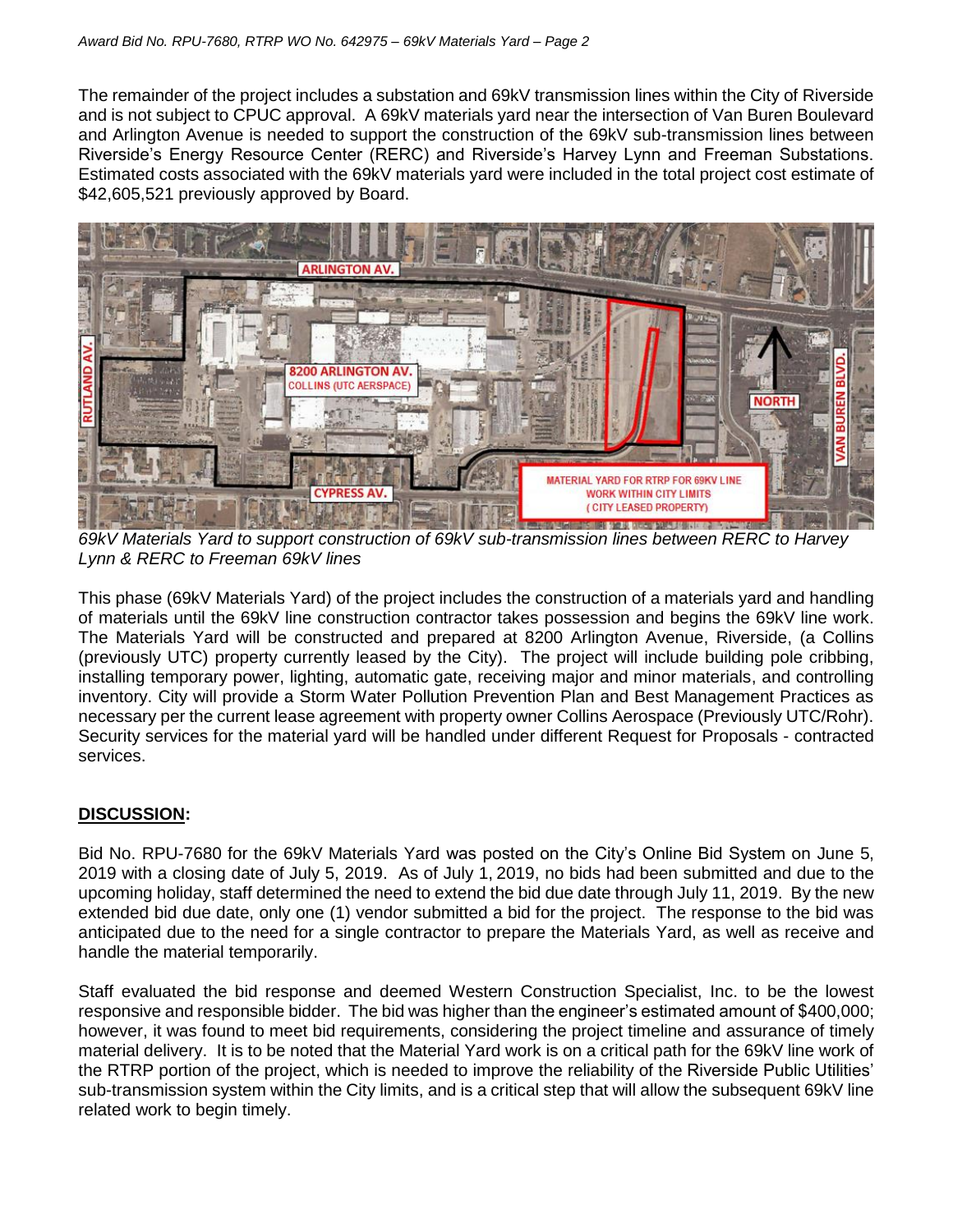The remainder of the project includes a substation and 69kV transmission lines within the City of Riverside and is not subject to CPUC approval. A 69kV materials yard near the intersection of Van Buren Boulevard and Arlington Avenue is needed to support the construction of the 69kV sub-transmission lines between Riverside's Energy Resource Center (RERC) and Riverside's Harvey Lynn and Freeman Substations. Estimated costs associated with the 69kV materials yard were included in the total project cost estimate of $42,605,521 previously approved by Board.

*69kV Materials Yard to support construction of 69kV sub-transmission lines between RERC to Harvey Lynn & RERC to Freeman 69kV lines*

This phase (69kV Materials Yard) of the project includes the construction of a materials yard and handling of materials until the 69kV line construction contractor takes possession and begins the 69kV line work. The Materials Yard will be constructed and prepared at 8200 Arlington Avenue, Riverside, (a Collins (previously UTC) property currently leased by the City). The project will include building pole cribbing, installing temporary power, lighting, automatic gate, receiving major and minor materials, and controlling inventory. City will provide a Storm Water Pollution Prevention Plan and Best Management Practices as necessary per the current lease agreement with property owner Collins Aerospace (Previously UTC/Rohr). Security services for the material yard will be handled under different Request for Proposals - contracted services.

## DISCUSSION:

Bid No. RPU-7680 for the 69kV Materials Yard was posted on the City's Online Bid System on June 5, 2019 with a closing date of July 5, 2019. As of July 1, 2019, no bids had been submitted and due to the upcoming holiday, staff determined the need to extend the bid due date through July 11, 2019. By the new extended bid due date, only one (1) vendor submitted a bid for the project. The response to the bid was anticipated due to the need for a single contractor to prepare the Materials Yard, as well as receive and handle the material temporarily.

Staff evaluated the bid response and deemed Western Construction Specialist, Inc. to be the lowest responsive and responsible bidder. The bid was higher than the engineer's estimated amount of $400,000; however, it was found to meet bid requirements, considering the project timeline and assurance of timely material delivery. It is to be noted that the Material Yard work is on a critical path for the 69kV line work of the RTRP portion of the project, which is needed to improve the reliability of the Riverside Public Utilities' sub-transmission system within the City limits, and is a critical step that will allow the subsequent 69kV line related work to begin timely.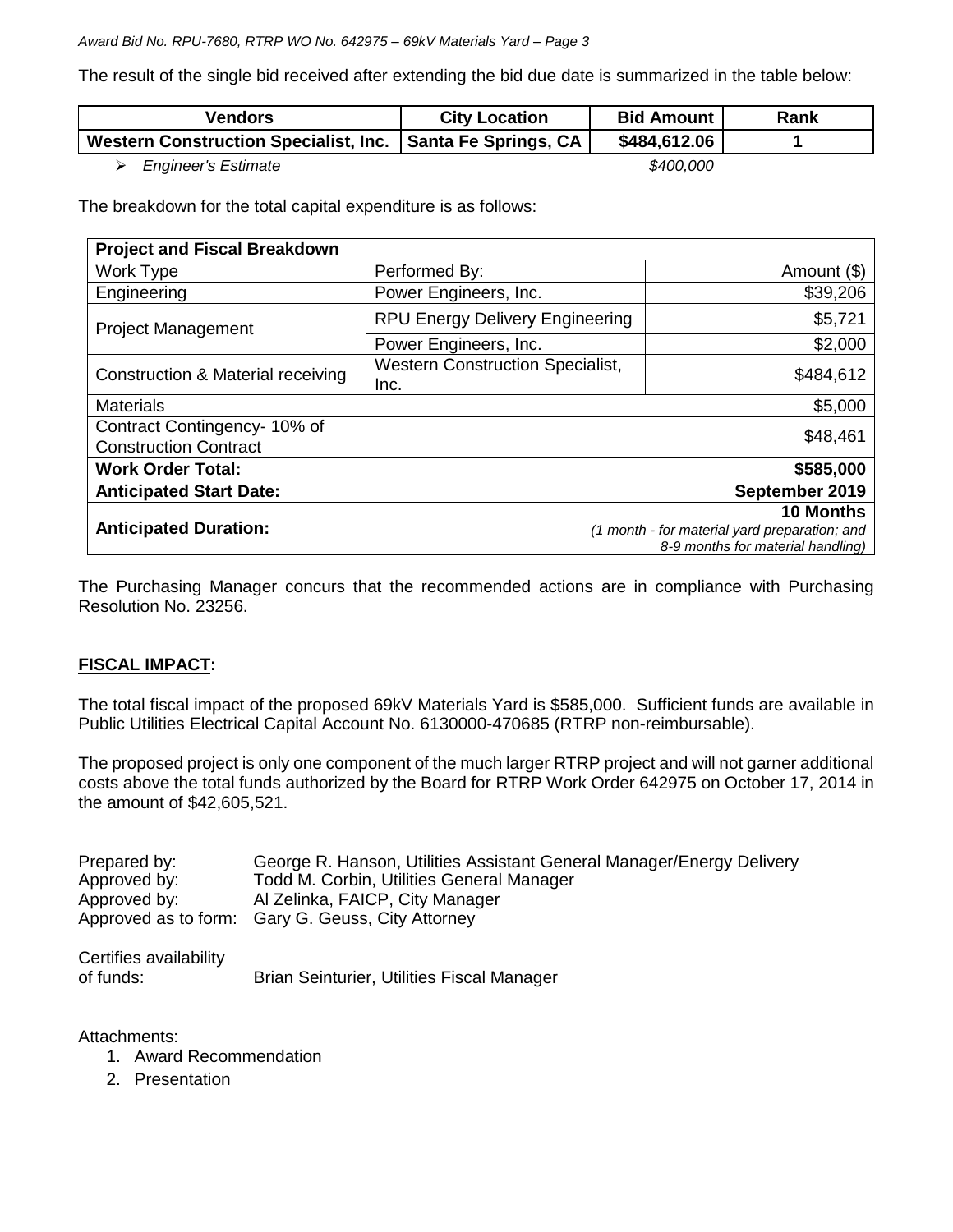The result of the single bid received after extending the bid due date is summarized in the table below:

| Vendors | City Location | Bid Amount | Rank |
| --- | --- | --- | --- |
| **Western Construction Specialist, Inc.** | **Santa Fe Springs, CA** | **$484,612.06** | **1** |
| ➢ *Engineer's Estimate* | | *$400,000* | |

The breakdown for the total capital expenditure is as follows:

| **Project and Fiscal Breakdown** | | |
| --- | --- | --- |
| Work Type | Performed By: | Amount ($) |
| Engineering | Power Engineers, Inc. | $39,206 |
| Project Management | RPU Energy Delivery Engineering | $5,721 |
| | Power Engineers, Inc. | $2,000 |
| Construction & Material receiving | Western Construction Specialist, Inc. | $484,612 |
| Materials | | $5,000 |
| Contract Contingency- 10% of Construction Contract | | $48,461 |
| **Work Order Total:** | | **$585,000** |
| **Anticipated Start Date:** | | **September 2019** |
| **Anticipated Duration:** | | **10 Months** *(1 month - for material yard preparation; and 8-9 months for material handling)* |

The Purchasing Manager concurs that the recommended actions are in compliance with Purchasing Resolution No. 23256.

## FISCAL IMPACT:

The total fiscal impact of the proposed 69kV Materials Yard is $585,000. Sufficient funds are available in Public Utilities Electrical Capital Account No. 6130000-470685 (RTRP non-reimbursable).

The proposed project is only one component of the much larger RTRP project and will not garner additional costs above the total funds authorized by the Board for RTRP Work Order 642975 on October 17, 2014 in the amount of $42,605,521.

Prepared by: George R. Hanson, Utilities Assistant General Manager/Energy Delivery
Approved by: Todd M. Corbin, Utilities General Manager
Approved by: Al Zelinka, FAICP, City Manager
Approved as to form: Gary G. Geuss, City Attorney

Certifies availability of funds: Brian Seinturier, Utilities Fiscal Manager

Attachments:

1. Award Recommendation
2. Presentation